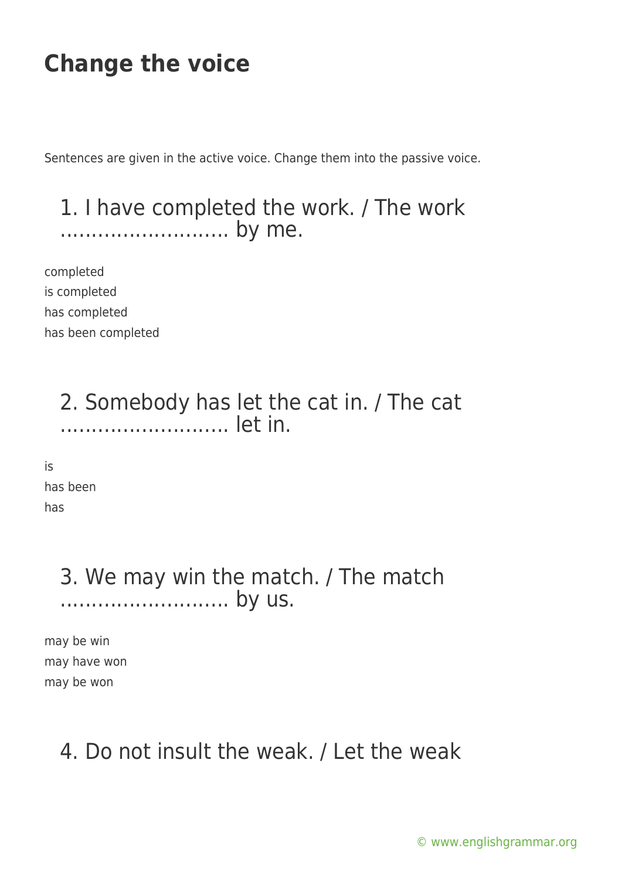# Change the voice

Sentences are given in the active voice. Change them into the passive voice.

## 1. I have completed the work. / The work ……………………. by me.

completed
is completed
has completed
has been completed

## 2. Somebody has let the cat in. / The cat ……………………. let in.

is
has been
has

## 3. We may win the match. / The match ……………………. by us.

may be win
may have won
may be won

## 4. Do not insult the weak. / Let the weak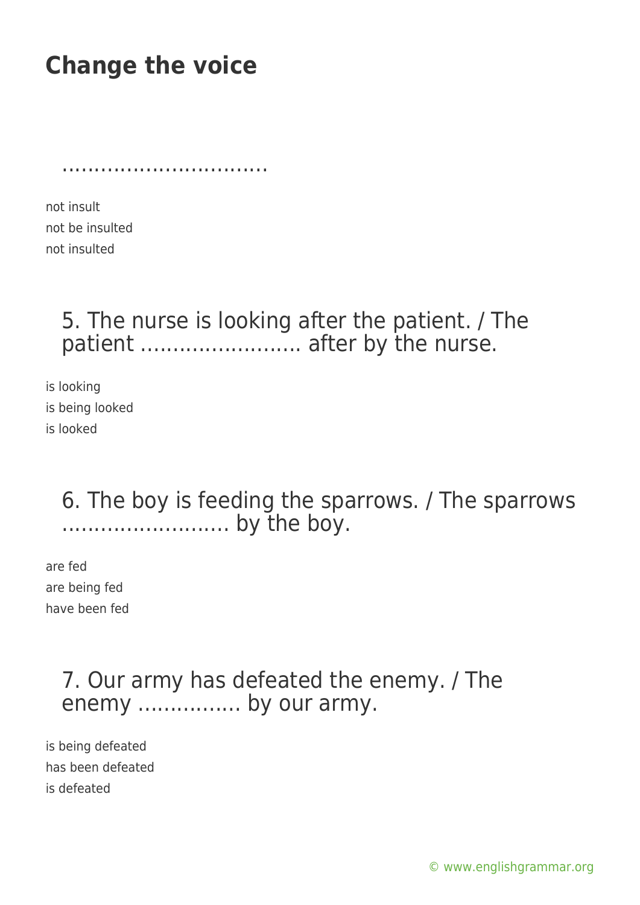## Change the voice

…………………………..

not insult
not be insulted
not insulted

### 5. The nurse is looking after the patient. / The patient ……………………. after by the nurse.

is looking
is being looked
is looked

### 6. The boy is feeding the sparrows. / The sparrows ……………………. by the boy.

are fed
are being fed
have been fed

### 7. Our army has defeated the enemy. / The enemy ……………. by our army.

is being defeated
has been defeated
is defeated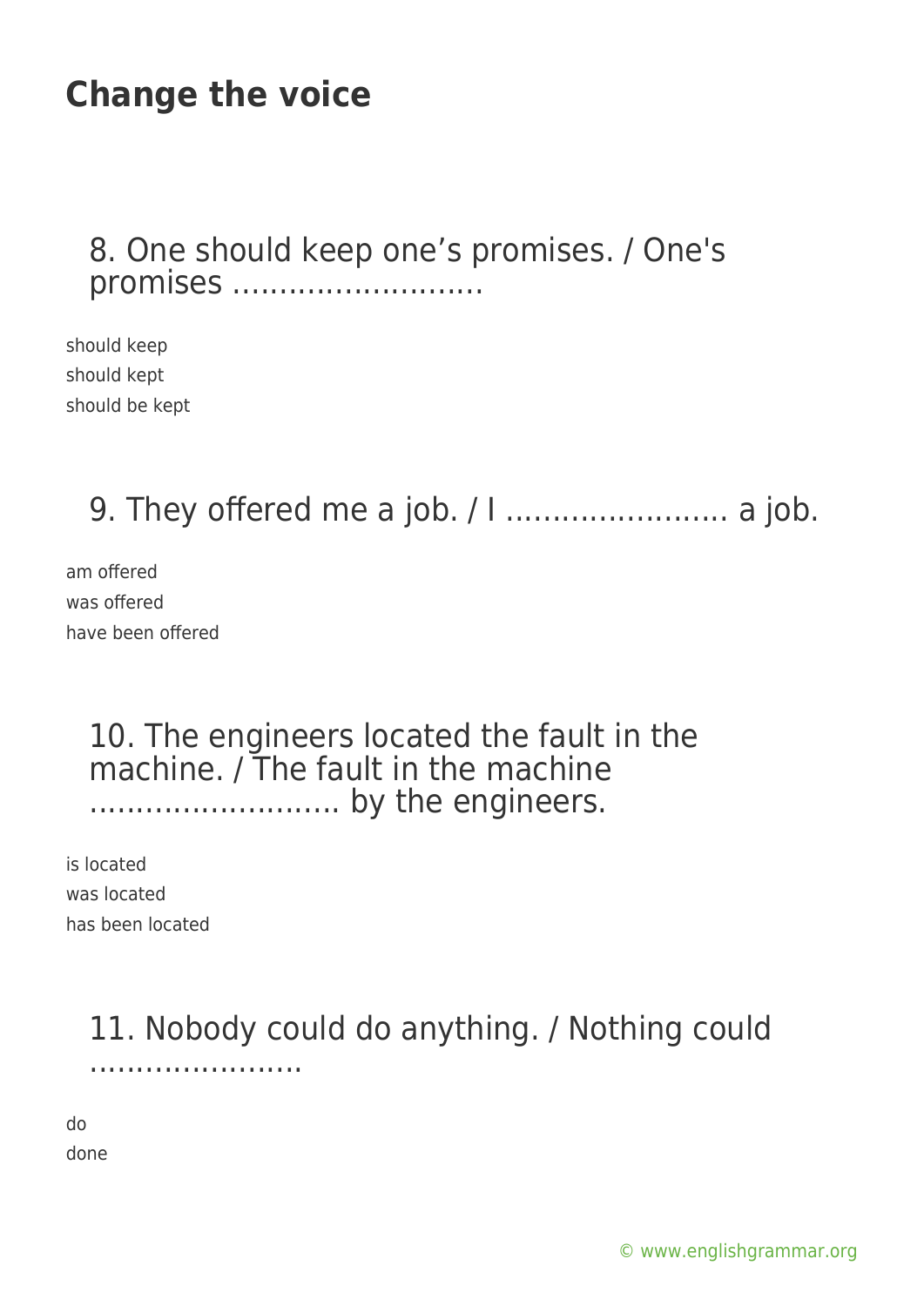# Change the voice

8. One should keep one's promises. / One's promises ………………………

should keep
should kept
should be kept

9. They offered me a job. / I …………………… a job.

am offered
was offered
have been offered

10. The engineers located the fault in the machine. / The fault in the machine ……………………… by the engineers.

is located
was located
has been located

11. Nobody could do anything. / Nothing could ……………………

do
done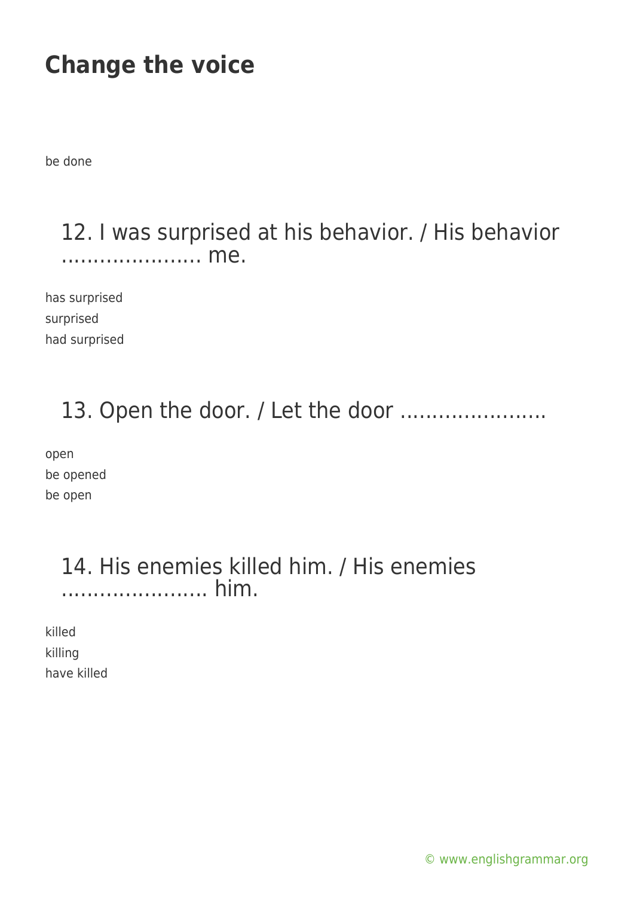be done

12. I was surprised at his behavior. / His behavior ………………… me.

has surprised
surprised
had surprised

13. Open the door. / Let the door …………………..

open
be opened
be open

14. His enemies killed him. / His enemies ………………….. him.

killed
killing
have killed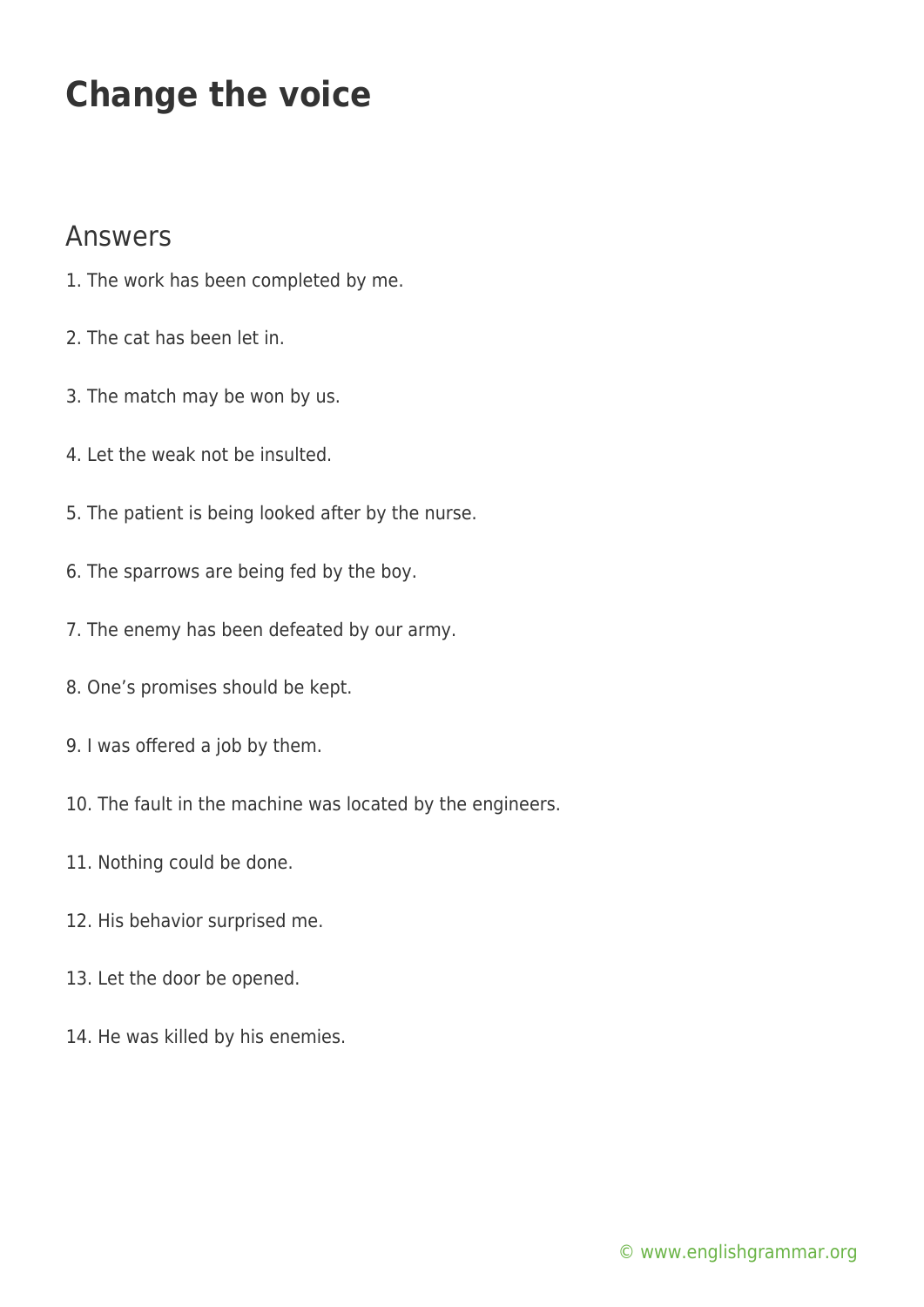# Change the voice

## Answers

1. The work has been completed by me.

2. The cat has been let in.

3. The match may be won by us.

4. Let the weak not be insulted.

5. The patient is being looked after by the nurse.

6. The sparrows are being fed by the boy.

7. The enemy has been defeated by our army.

8. One's promises should be kept.

9. I was offered a job by them.

10. The fault in the machine was located by the engineers.

11. Nothing could be done.

12. His behavior surprised me.

13. Let the door be opened.

14. He was killed by his enemies.

© www.englishgrammar.org